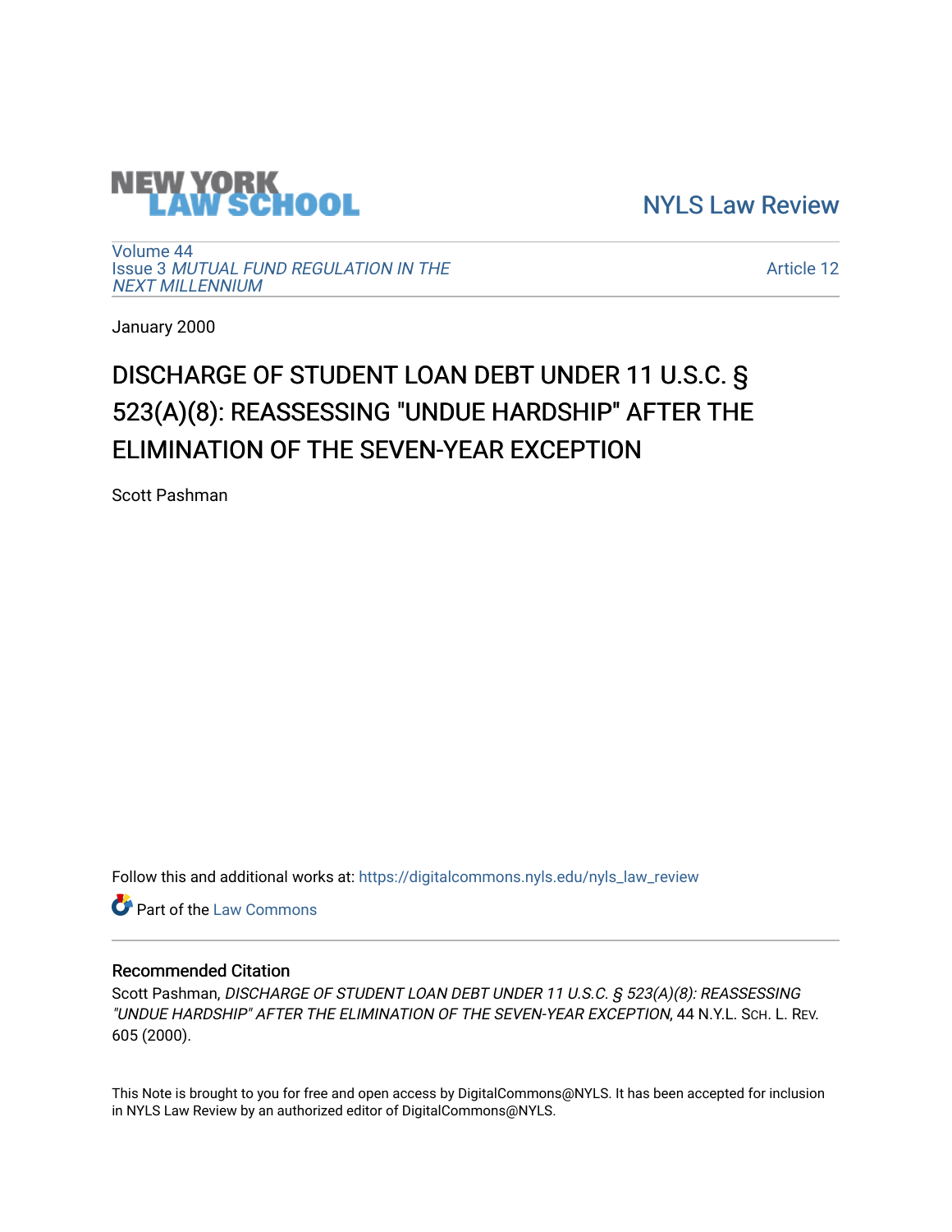NEW YORK LAW SCHOOL

NYLS Law Review

Volume 44
Issue 3 *MUTUAL FUND REGULATION IN THE NEXT MILLENNIUM*

Article 12

January 2000

# DISCHARGE OF STUDENT LOAN DEBT UNDER 11 U.S.C. § 523(A)(8): REASSESSING "UNDUE HARDSHIP" AFTER THE ELIMINATION OF THE SEVEN-YEAR EXCEPTION

Scott Pashman

Follow this and additional works at: https://digitalcommons.nyls.edu/nyls_law_review

Part of the Law Commons

## Recommended Citation

Scott Pashman, *DISCHARGE OF STUDENT LOAN DEBT UNDER 11 U.S.C. § 523(A)(8): REASSESSING "UNDUE HARDSHIP" AFTER THE ELIMINATION OF THE SEVEN-YEAR EXCEPTION*, 44 N.Y.L. SCH. L. REV. 605 (2000).

This Note is brought to you for free and open access by DigitalCommons@NYLS. It has been accepted for inclusion in NYLS Law Review by an authorized editor of DigitalCommons@NYLS.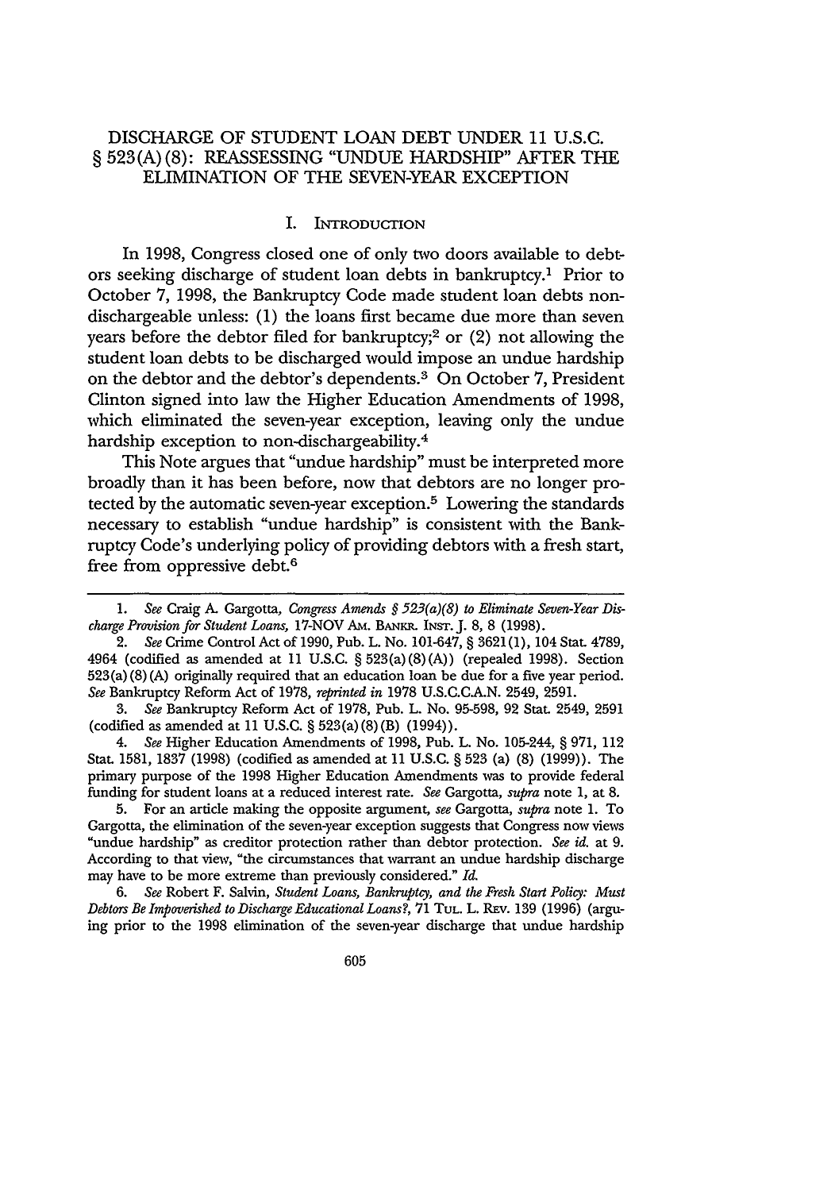# DISCHARGE OF STUDENT LOAN DEBT UNDER 11 U.S.C. § 523(A)(8): REASSESSING "UNDUE HARDSHIP" AFTER THE ELIMINATION OF THE SEVEN-YEAR EXCEPTION

## I. INTRODUCTION

In 1998, Congress closed one of only two doors available to debtors seeking discharge of student loan debts in bankruptcy.[1] Prior to October 7, 1998, the Bankruptcy Code made student loan debts non-dischargeable unless: (1) the loans first became due more than seven years before the debtor filed for bankruptcy;[2] or (2) not allowing the student loan debts to be discharged would impose an undue hardship on the debtor and the debtor's dependents.[3] On October 7, President Clinton signed into law the Higher Education Amendments of 1998, which eliminated the seven-year exception, leaving only the undue hardship exception to non-dischargeability.[4]

This Note argues that "undue hardship" must be interpreted more broadly than it has been before, now that debtors are no longer protected by the automatic seven-year exception.[5] Lowering the standards necessary to establish "undue hardship" is consistent with the Bankruptcy Code's underlying policy of providing debtors with a fresh start, free from oppressive debt.[6]

---

1. *See* Craig A. Gargotta, *Congress Amends § 523(a)(8) to Eliminate Seven-Year Discharge Provision for Student Loans*, 17-NOV AM. BANKR. INST. J. 8, 8 (1998).

2. *See* Crime Control Act of 1990, Pub. L. No. 101-647, § 3621(1), 104 Stat. 4789, 4964 (codified as amended at 11 U.S.C. § 523(a)(8)(A)) (repealed 1998). Section 523(a)(8)(A) originally required that an education loan be due for a five year period. *See* Bankruptcy Reform Act of 1978, *reprinted in* 1978 U.S.C.C.A.N. 2549, 2591.

3. *See* Bankruptcy Reform Act of 1978, Pub. L. No. 95-598, 92 Stat. 2549, 2591 (codified as amended at 11 U.S.C. § 523(a)(8)(B) (1994)).

4. *See* Higher Education Amendments of 1998, Pub. L. No. 105-244, § 971, 112 Stat. 1581, 1837 (1998) (codified as amended at 11 U.S.C. § 523 (a) (8) (1999)). The primary purpose of the 1998 Higher Education Amendments was to provide federal funding for student loans at a reduced interest rate. *See* Gargotta, *supra* note 1, at 8.

5. For an article making the opposite argument, *see* Gargotta, *supra* note 1. To Gargotta, the elimination of the seven-year exception suggests that Congress now views "undue hardship" as creditor protection rather than debtor protection. *See id.* at 9. According to that view, "the circumstances that warrant an undue hardship discharge may have to be more extreme than previously considered." *Id.*

6. *See* Robert F. Salvin, *Student Loans, Bankruptcy, and the Fresh Start Policy: Must Debtors Be Impoverished to Discharge Educational Loans?*, 71 TUL. L. REV. 139 (1996) (arguing prior to the 1998 elimination of the seven-year discharge that undue hardship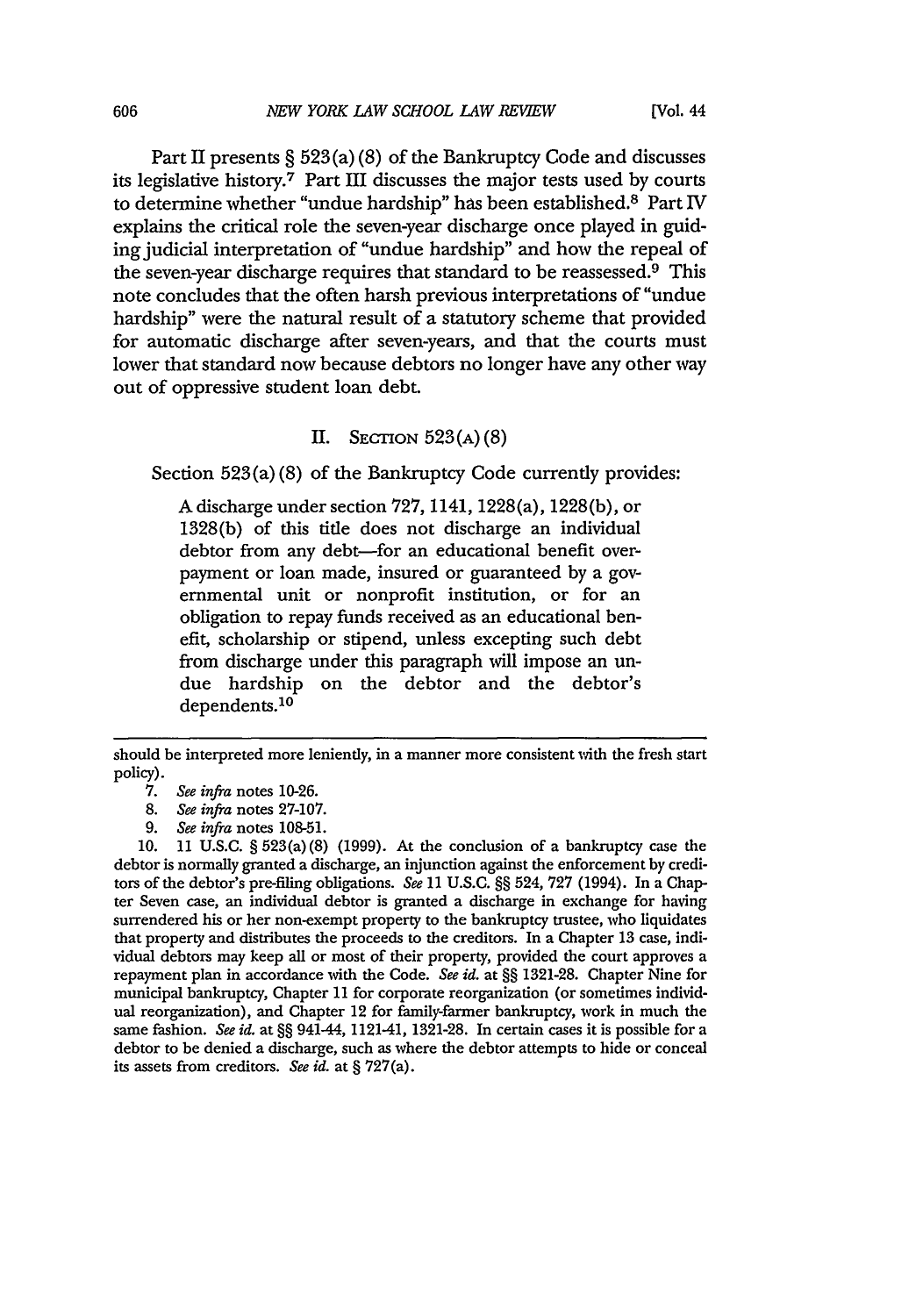Part II presents § 523(a)(8) of the Bankruptcy Code and discusses its legislative history.[7] Part III discusses the major tests used by courts to determine whether "undue hardship" has been established.[8] Part IV explains the critical role the seven-year discharge once played in guiding judicial interpretation of "undue hardship" and how the repeal of the seven-year discharge requires that standard to be reassessed.[9] This note concludes that the often harsh previous interpretations of "undue hardship" were the natural result of a statutory scheme that provided for automatic discharge after seven-years, and that the courts must lower that standard now because debtors no longer have any other way out of oppressive student loan debt.

## II. SECTION 523(A)(8)

Section 523(a)(8) of the Bankruptcy Code currently provides:

> A discharge under section 727, 1141, 1228(a), 1228(b), or 1328(b) of this title does not discharge an individual debtor from any debt—for an educational benefit overpayment or loan made, insured or guaranteed by a governmental unit or nonprofit institution, or for an obligation to repay funds received as an educational benefit, scholarship or stipend, unless excepting such debt from discharge under this paragraph will impose an undue hardship on the debtor and the debtor's dependents.[10]

---

should be interpreted more leniently, in a manner more consistent with the fresh start policy).

7. *See infra* notes 10-26.

8. *See infra* notes 27-107.

9. *See infra* notes 108-51.

10. 11 U.S.C. § 523(a)(8) (1999). At the conclusion of a bankruptcy case the debtor is normally granted a discharge, an injunction against the enforcement by creditors of the debtor's pre-filing obligations. *See* 11 U.S.C. §§ 524, 727 (1994). In a Chapter Seven case, an individual debtor is granted a discharge in exchange for having surrendered his or her non-exempt property to the bankruptcy trustee, who liquidates that property and distributes the proceeds to the creditors. In a Chapter 13 case, individual debtors may keep all or most of their property, provided the court approves a repayment plan in accordance with the Code. *See id.* at §§ 1321-28. Chapter Nine for municipal bankruptcy, Chapter 11 for corporate reorganization (or sometimes individual reorganization), and Chapter 12 for family-farmer bankruptcy, work in much the same fashion. *See id.* at §§ 941-44, 1121-41, 1321-28. In certain cases it is possible for a debtor to be denied a discharge, such as where the debtor attempts to hide or conceal its assets from creditors. *See id.* at § 727(a).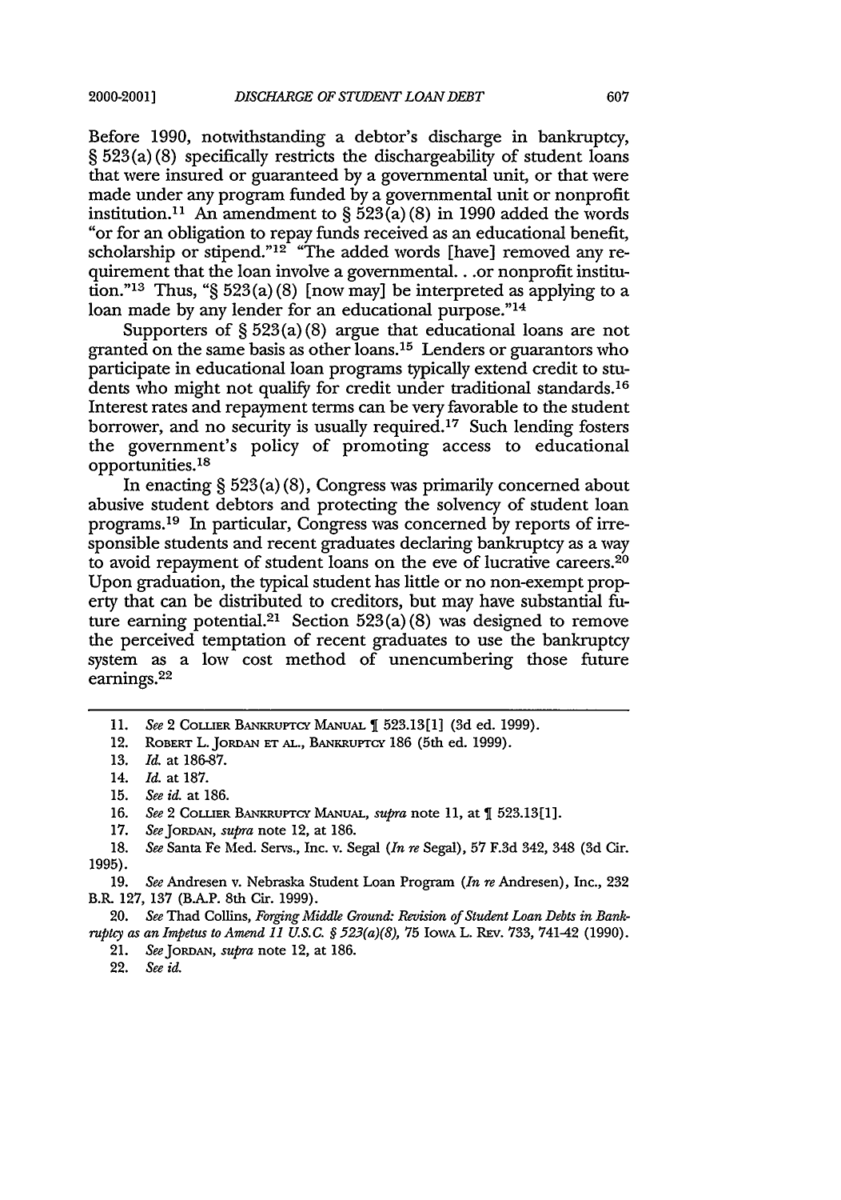Before 1990, notwithstanding a debtor's discharge in bankruptcy, § 523(a)(8) specifically restricts the dischargeability of student loans that were insured or guaranteed by a governmental unit, or that were made under any program funded by a governmental unit or nonprofit institution.[11] An amendment to § 523(a)(8) in 1990 added the words "or for an obligation to repay funds received as an educational benefit, scholarship or stipend."[12] "The added words [have] removed any requirement that the loan involve a governmental. . .or nonprofit institution."[13] Thus, "§ 523(a)(8) [now may] be interpreted as applying to a loan made by any lender for an educational purpose."[14]

Supporters of § 523(a)(8) argue that educational loans are not granted on the same basis as other loans.[15] Lenders or guarantors who participate in educational loan programs typically extend credit to students who might not qualify for credit under traditional standards.[16] Interest rates and repayment terms can be very favorable to the student borrower, and no security is usually required.[17] Such lending fosters the government's policy of promoting access to educational opportunities.[18]

In enacting § 523(a)(8), Congress was primarily concerned about abusive student debtors and protecting the solvency of student loan programs.[19] In particular, Congress was concerned by reports of irresponsible students and recent graduates declaring bankruptcy as a way to avoid repayment of student loans on the eve of lucrative careers.[20] Upon graduation, the typical student has little or no non-exempt property that can be distributed to creditors, but may have substantial future earning potential.[21] Section 523(a)(8) was designed to remove the perceived temptation of recent graduates to use the bankruptcy system as a low cost method of unencumbering those future earnings.[22]

---

11. *See* 2 COLLIER BANKRUPTCY MANUAL ¶ 523.13[1] (3d ed. 1999).
12. ROBERT L. JORDAN ET AL., BANKRUPTCY 186 (5th ed. 1999).
13. *Id.* at 186-87.
14. *Id.* at 187.
15. *See id.* at 186.
16. *See* 2 COLLIER BANKRUPTCY MANUAL, *supra* note 11, at ¶ 523.13[1].
17. *See* JORDAN, *supra* note 12, at 186.
18. *See* Santa Fe Med. Servs., Inc. v. Segal (*In re* Segal), 57 F.3d 342, 348 (3d Cir. 1995).
19. *See* Andresen v. Nebraska Student Loan Program (*In re* Andresen), Inc., 232 B.R. 127, 137 (B.A.P. 8th Cir. 1999).
20. *See* Thad Collins, *Forging Middle Ground: Revision of Student Loan Debts in Bankruptcy as an Impetus to Amend 11 U.S.C. § 523(a)(8)*, 75 IOWA L. REV. 733, 741-42 (1990).
21. *See* JORDAN, *supra* note 12, at 186.
22. *See id.*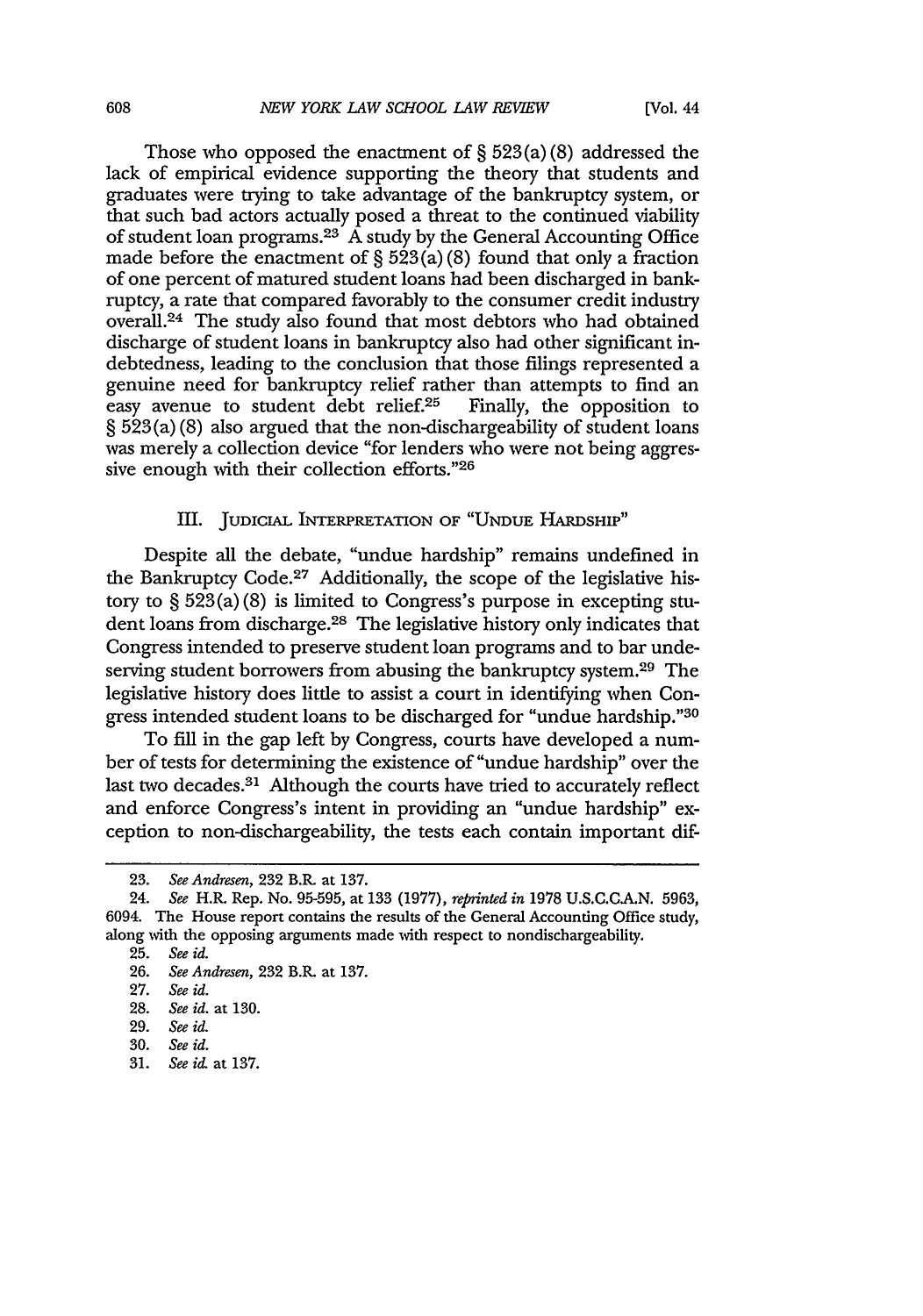Those who opposed the enactment of § 523(a)(8) addressed the lack of empirical evidence supporting the theory that students and graduates were trying to take advantage of the bankruptcy system, or that such bad actors actually posed a threat to the continued viability of student loan programs.[23] A study by the General Accounting Office made before the enactment of § 523(a)(8) found that only a fraction of one percent of matured student loans had been discharged in bankruptcy, a rate that compared favorably to the consumer credit industry overall.[24] The study also found that most debtors who had obtained discharge of student loans in bankruptcy also had other significant indebtedness, leading to the conclusion that those filings represented a genuine need for bankruptcy relief rather than attempts to find an easy avenue to student debt relief.[25] Finally, the opposition to § 523(a)(8) also argued that the non-dischargeability of student loans was merely a collection device "for lenders who were not being aggressive enough with their collection efforts."[26]

## III. Judicial Interpretation of "Undue Hardship"

Despite all the debate, "undue hardship" remains undefined in the Bankruptcy Code.[27] Additionally, the scope of the legislative history to § 523(a)(8) is limited to Congress's purpose in excepting student loans from discharge.[28] The legislative history only indicates that Congress intended to preserve student loan programs and to bar undeserving student borrowers from abusing the bankruptcy system.[29] The legislative history does little to assist a court in identifying when Congress intended student loans to be discharged for "undue hardship."[30]

To fill in the gap left by Congress, courts have developed a number of tests for determining the existence of "undue hardship" over the last two decades.[31] Although the courts have tried to accurately reflect and enforce Congress's intent in providing an "undue hardship" exception to non-dischargeability, the tests each contain important dif-

---

23. *See Andresen*, 232 B.R. at 137.

24. *See* H.R. Rep. No. 95-595, at 133 (1977), *reprinted in* 1978 U.S.C.C.A.N. 5963, 6094. The House report contains the results of the General Accounting Office study, along with the opposing arguments made with respect to nondischargeability.

25. *See id.*

26. *See Andresen*, 232 B.R. at 137.

27. *See id.*

28. *See id.* at 130.

29. *See id.*

30. *See id.*

31. *See id.* at 137.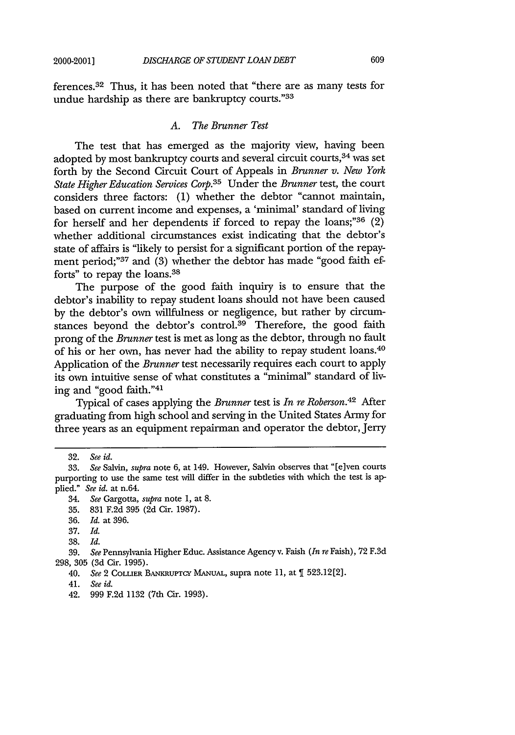ferences.[32] Thus, it has been noted that "there are as many tests for undue hardship as there are bankruptcy courts."[33]

### *A. The Brunner Test*

The test that has emerged as the majority view, having been adopted by most bankruptcy courts and several circuit courts,[34] was set forth by the Second Circuit Court of Appeals in *Brunner v. New York State Higher Education Services Corp.*[35] Under the *Brunner* test, the court considers three factors: (1) whether the debtor "cannot maintain, based on current income and expenses, a 'minimal' standard of living for herself and her dependents if forced to repay the loans;"[36] (2) whether additional circumstances exist indicating that the debtor's state of affairs is "likely to persist for a significant portion of the repayment period;"[37] and (3) whether the debtor has made "good faith efforts" to repay the loans.[38]

The purpose of the good faith inquiry is to ensure that the debtor's inability to repay student loans should not have been caused by the debtor's own willfulness or negligence, but rather by circumstances beyond the debtor's control.[39] Therefore, the good faith prong of the *Brunner* test is met as long as the debtor, through no fault of his or her own, has never had the ability to repay student loans.[40] Application of the *Brunner* test necessarily requires each court to apply its own intuitive sense of what constitutes a "minimal" standard of living and "good faith."[41]

Typical of cases applying the *Brunner* test is *In re Roberson*.[42] After graduating from high school and serving in the United States Army for three years as an equipment repairman and operator the debtor, Jerry

---

32. *See id.*

33. *See* Salvin, *supra* note 6, at 149. However, Salvin observes that "[e]ven courts purporting to use the same test will differ in the subtleties with which the test is applied." *See id.* at n.64.

34. *See* Gargotta, *supra* note 1, at 8.

35. 831 F.2d 395 (2d Cir. 1987).

36. *Id.* at 396.

37. *Id.*

38. *Id.*

39. *See* Pennsylvania Higher Educ. Assistance Agency v. Faish (*In re* Faish), 72 F.3d 298, 305 (3d Cir. 1995).

40. *See* 2 COLLIER BANKRUPTCY MANUAL, supra note 11, at ¶ 523.12[2].

41. *See id.*

42. 999 F.2d 1132 (7th Cir. 1993).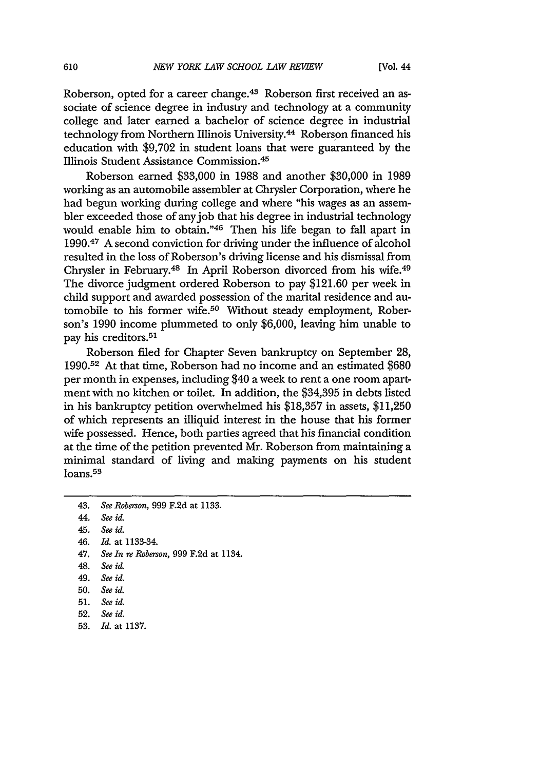Roberson, opted for a career change.[43] Roberson first received an associate of science degree in industry and technology at a community college and later earned a bachelor of science degree in industrial technology from Northern Illinois University.[44] Roberson financed his education with $9,702 in student loans that were guaranteed by the Illinois Student Assistance Commission.[45]

Roberson earned $33,000 in 1988 and another $30,000 in 1989 working as an automobile assembler at Chrysler Corporation, where he had begun working during college and where "his wages as an assembler exceeded those of any job that his degree in industrial technology would enable him to obtain."[46] Then his life began to fall apart in 1990.[47] A second conviction for driving under the influence of alcohol resulted in the loss of Roberson's driving license and his dismissal from Chrysler in February.[48] In April Roberson divorced from his wife.[49] The divorce judgment ordered Roberson to pay $121.60 per week in child support and awarded possession of the marital residence and automobile to his former wife.[50] Without steady employment, Roberson's 1990 income plummeted to only $6,000, leaving him unable to pay his creditors.[51]

Roberson filed for Chapter Seven bankruptcy on September 28, 1990.[52] At that time, Roberson had no income and an estimated $680 per month in expenses, including $40 a week to rent a one room apartment with no kitchen or toilet. In addition, the $34,395 in debts listed in his bankruptcy petition overwhelmed his $18,357 in assets, $11,250 of which represents an illiquid interest in the house that his former wife possessed. Hence, both parties agreed that his financial condition at the time of the petition prevented Mr. Roberson from maintaining a minimal standard of living and making payments on his student loans.[53]

---

43. *See Roberson*, 999 F.2d at 1133.
44. *See id.*
45. *See id.*
46. *Id.* at 1133-34.
47. *See In re Roberson*, 999 F.2d at 1134.
48. *See id.*
49. *See id.*
50. *See id.*
51. *See id.*
52. *See id.*
53. *Id.* at 1137.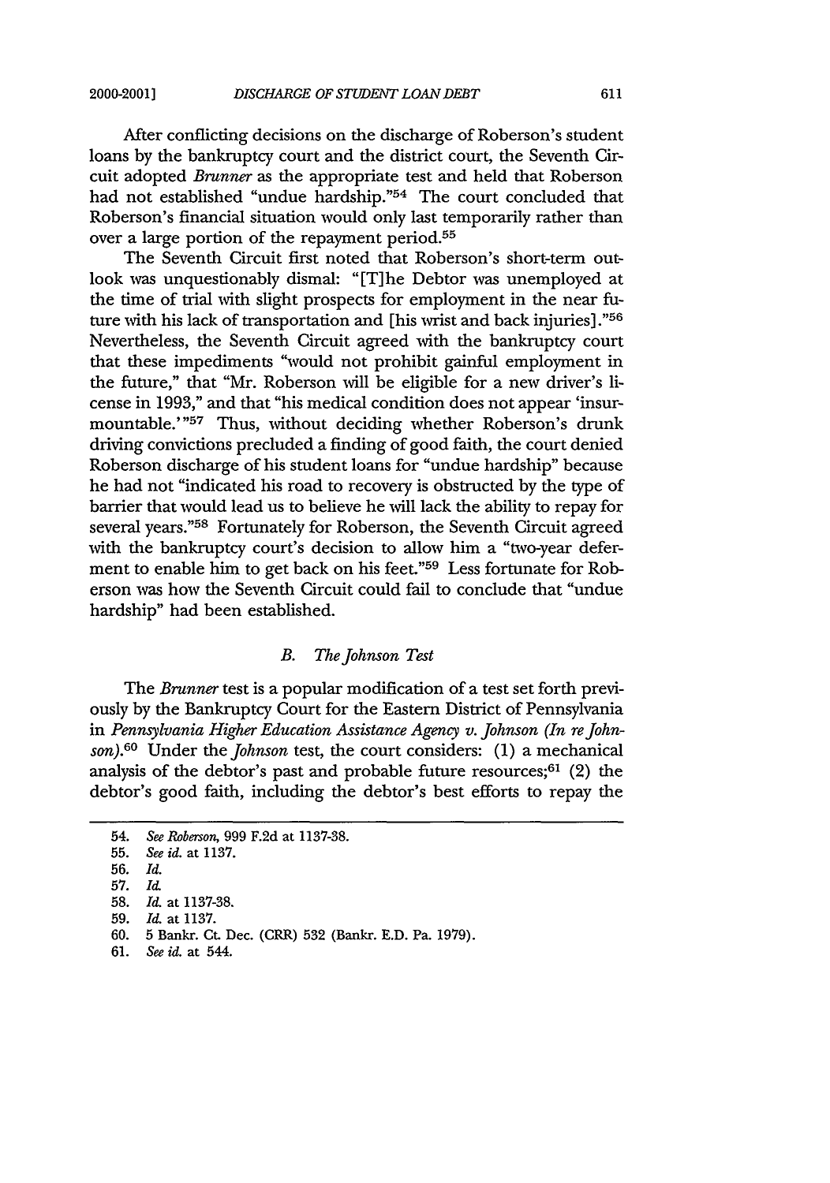After conflicting decisions on the discharge of Roberson's student loans by the bankruptcy court and the district court, the Seventh Circuit adopted *Brunner* as the appropriate test and held that Roberson had not established "undue hardship."[54] The court concluded that Roberson's financial situation would only last temporarily rather than over a large portion of the repayment period.[55]

The Seventh Circuit first noted that Roberson's short-term outlook was unquestionably dismal: "[T]he Debtor was unemployed at the time of trial with slight prospects for employment in the near future with his lack of transportation and [his wrist and back injuries]."[56] Nevertheless, the Seventh Circuit agreed with the bankruptcy court that these impediments "would not prohibit gainful employment in the future," that "Mr. Roberson will be eligible for a new driver's license in 1993," and that "his medical condition does not appear 'insurmountable.'"[57] Thus, without deciding whether Roberson's drunk driving convictions precluded a finding of good faith, the court denied Roberson discharge of his student loans for "undue hardship" because he had not "indicated his road to recovery is obstructed by the type of barrier that would lead us to believe he will lack the ability to repay for several years."[58] Fortunately for Roberson, the Seventh Circuit agreed with the bankruptcy court's decision to allow him a "two-year deferment to enable him to get back on his feet."[59] Less fortunate for Roberson was how the Seventh Circuit could fail to conclude that "undue hardship" had been established.

### B. *The Johnson Test*

The *Brunner* test is a popular modification of a test set forth previously by the Bankruptcy Court for the Eastern District of Pennsylvania in *Pennsylvania Higher Education Assistance Agency v. Johnson (In re Johnson)*.[60] Under the *Johnson* test, the court considers: (1) a mechanical analysis of the debtor's past and probable future resources;[61] (2) the debtor's good faith, including the debtor's best efforts to repay the

---

54. *See Roberson*, 999 F.2d at 1137-38.
55. *See id.* at 1137.
56. *Id.*
57. *Id.*
58. *Id.* at 1137-38.
59. *Id.* at 1137.
60. 5 Bankr. Ct. Dec. (CRR) 532 (Bankr. E.D. Pa. 1979).
61. *See id.* at 544.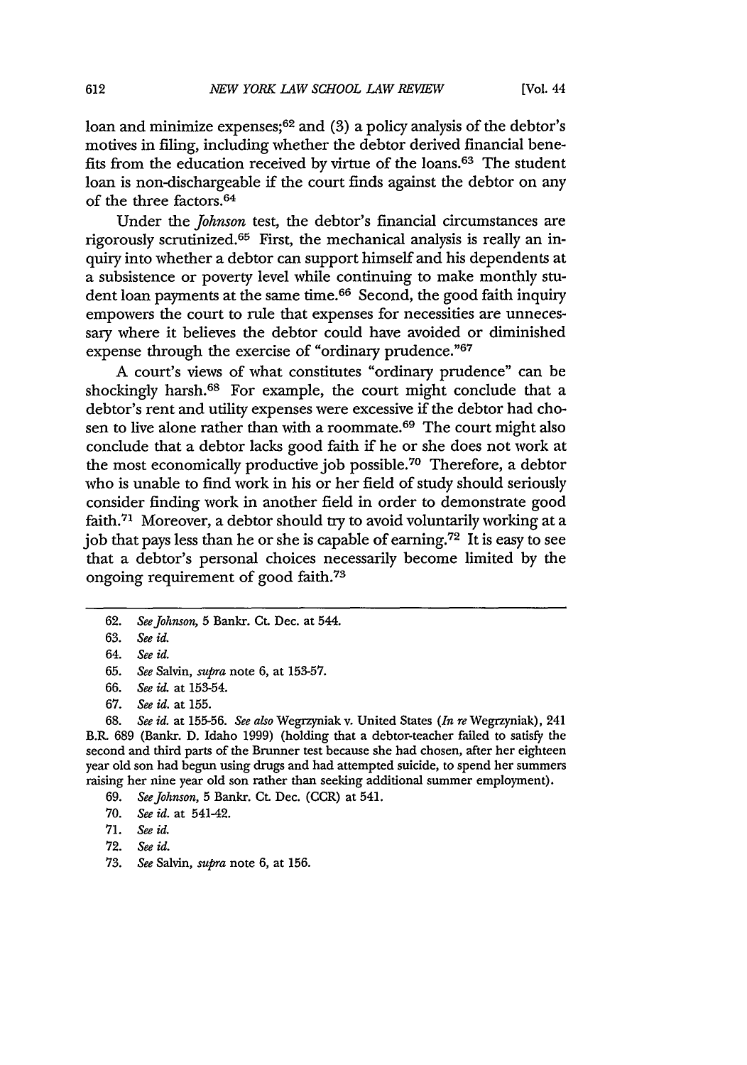loan and minimize expenses;[62] and (3) a policy analysis of the debtor's motives in filing, including whether the debtor derived financial benefits from the education received by virtue of the loans.[63] The student loan is non-dischargeable if the court finds against the debtor on any of the three factors.[64]

Under the *Johnson* test, the debtor's financial circumstances are rigorously scrutinized.[65] First, the mechanical analysis is really an inquiry into whether a debtor can support himself and his dependents at a subsistence or poverty level while continuing to make monthly student loan payments at the same time.[66] Second, the good faith inquiry empowers the court to rule that expenses for necessities are unnecessary where it believes the debtor could have avoided or diminished expense through the exercise of "ordinary prudence."[67]

A court's views of what constitutes "ordinary prudence" can be shockingly harsh.[68] For example, the court might conclude that a debtor's rent and utility expenses were excessive if the debtor had chosen to live alone rather than with a roommate.[69] The court might also conclude that a debtor lacks good faith if he or she does not work at the most economically productive job possible.[70] Therefore, a debtor who is unable to find work in his or her field of study should seriously consider finding work in another field in order to demonstrate good faith.[71] Moreover, a debtor should try to avoid voluntarily working at a job that pays less than he or she is capable of earning.[72] It is easy to see that a debtor's personal choices necessarily become limited by the ongoing requirement of good faith.[73]

---

62. *See Johnson*, 5 Bankr. Ct. Dec. at 544.

63. *See id.*

64. *See id.*

65. *See* Salvin, *supra* note 6, at 153-57.

66. *See id.* at 153-54.

67. *See id.* at 155.

68. *See id.* at 155-56. *See also* Wegrzyniak v. United States (*In re* Wegrzyniak), 241 B.R. 689 (Bankr. D. Idaho 1999) (holding that a debtor-teacher failed to satisfy the second and third parts of the Brunner test because she had chosen, after her eighteen year old son had begun using drugs and had attempted suicide, to spend her summers raising her nine year old son rather than seeking additional summer employment).

69. *See Johnson*, 5 Bankr. Ct. Dec. (CCR) at 541.

70. *See id.* at 541-42.

71. *See id.*

72. *See id.*

73. *See* Salvin, *supra* note 6, at 156.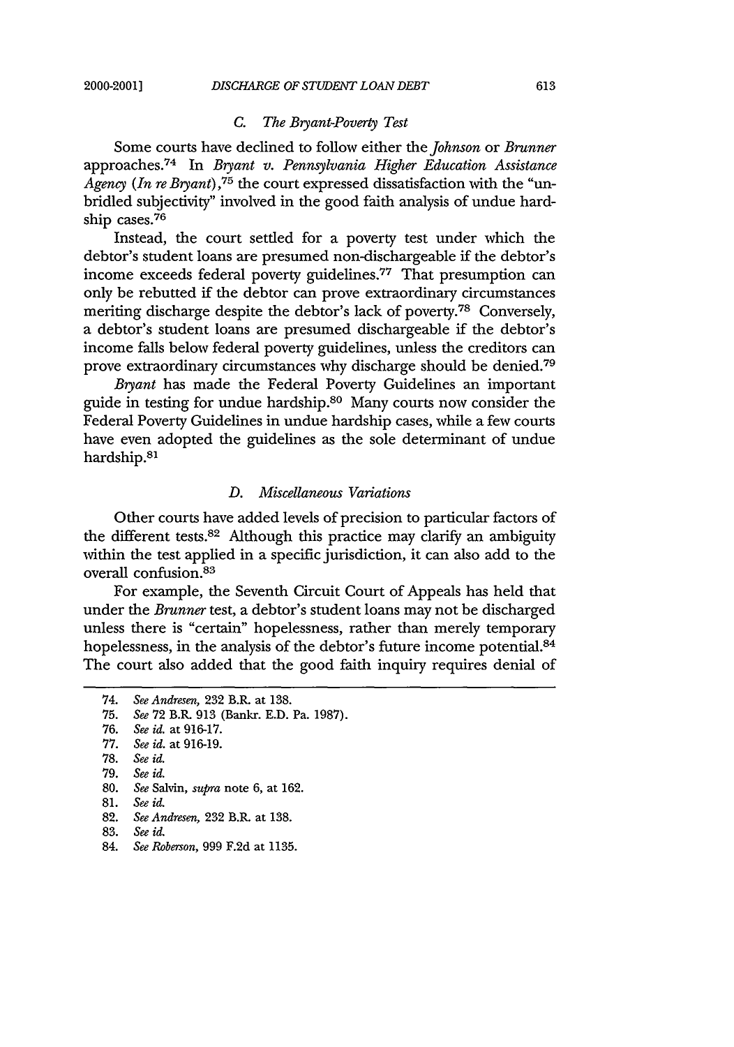### *C. The Bryant-Poverty Test*

Some courts have declined to follow either the *Johnson* or *Brunner* approaches.[74] In *Bryant v. Pennsylvania Higher Education Assistance Agency (In re Bryant)*,[75] the court expressed dissatisfaction with the "unbridled subjectivity" involved in the good faith analysis of undue hardship cases.[76]

Instead, the court settled for a poverty test under which the debtor's student loans are presumed non-dischargeable if the debtor's income exceeds federal poverty guidelines.[77] That presumption can only be rebutted if the debtor can prove extraordinary circumstances meriting discharge despite the debtor's lack of poverty.[78] Conversely, a debtor's student loans are presumed dischargeable if the debtor's income falls below federal poverty guidelines, unless the creditors can prove extraordinary circumstances why discharge should be denied.[79]

*Bryant* has made the Federal Poverty Guidelines an important guide in testing for undue hardship.[80] Many courts now consider the Federal Poverty Guidelines in undue hardship cases, while a few courts have even adopted the guidelines as the sole determinant of undue hardship.[81]

### *D. Miscellaneous Variations*

Other courts have added levels of precision to particular factors of the different tests.[82] Although this practice may clarify an ambiguity within the test applied in a specific jurisdiction, it can also add to the overall confusion.[83]

For example, the Seventh Circuit Court of Appeals has held that under the *Brunner* test, a debtor's student loans may not be discharged unless there is "certain" hopelessness, rather than merely temporary hopelessness, in the analysis of the debtor's future income potential.[84] The court also added that the good faith inquiry requires denial of

---

74. *See Andresen*, 232 B.R. at 138.
75. *See* 72 B.R. 913 (Bankr. E.D. Pa. 1987).
76. *See id.* at 916-17.
77. *See id.* at 916-19.
78. *See id.*
79. *See id.*
80. *See* Salvin, *supra* note 6, at 162.
81. *See id.*
82. *See Andresen*, 232 B.R. at 138.
83. *See id.*
84. *See Roberson*, 999 F.2d at 1135.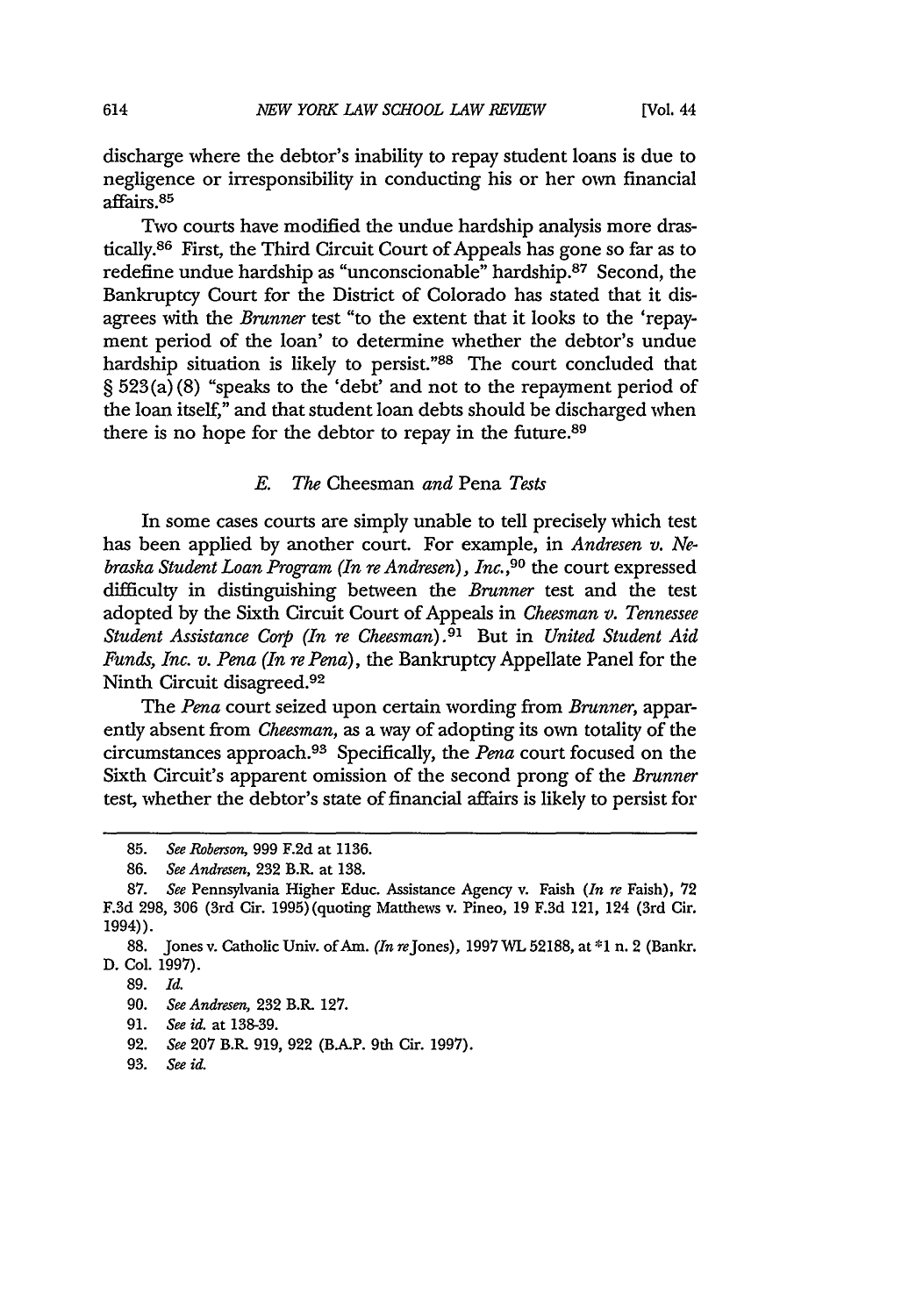discharge where the debtor's inability to repay student loans is due to negligence or irresponsibility in conducting his or her own financial affairs.[85]

Two courts have modified the undue hardship analysis more drastically.[86] First, the Third Circuit Court of Appeals has gone so far as to redefine undue hardship as "unconscionable" hardship.[87] Second, the Bankruptcy Court for the District of Colorado has stated that it disagrees with the *Brunner* test "to the extent that it looks to the 'repayment period of the loan' to determine whether the debtor's undue hardship situation is likely to persist."[88] The court concluded that § 523(a)(8) "speaks to the 'debt' and not to the repayment period of the loan itself," and that student loan debts should be discharged when there is no hope for the debtor to repay in the future.[89]

### *E. The* Cheesman *and* Pena *Tests*

In some cases courts are simply unable to tell precisely which test has been applied by another court. For example, in *Andresen v. Nebraska Student Loan Program (In re Andresen), Inc.*,[90] the court expressed difficulty in distinguishing between the *Brunner* test and the test adopted by the Sixth Circuit Court of Appeals in *Cheesman v. Tennessee Student Assistance Corp (In re Cheesman)*.[91] But in *United Student Aid Funds, Inc. v. Pena (In re Pena)*, the Bankruptcy Appellate Panel for the Ninth Circuit disagreed.[92]

The *Pena* court seized upon certain wording from *Brunner*, apparently absent from *Cheesman*, as a way of adopting its own totality of the circumstances approach.[93] Specifically, the *Pena* court focused on the Sixth Circuit's apparent omission of the second prong of the *Brunner* test, whether the debtor's state of financial affairs is likely to persist for

---

85. *See Roberson*, 999 F.2d at 1136.

86. *See Andresen*, 232 B.R. at 138.

87. *See* Pennsylvania Higher Educ. Assistance Agency v. Faish (*In re* Faish), 72 F.3d 298, 306 (3rd Cir. 1995)(quoting Matthews v. Pineo, 19 F.3d 121, 124 (3rd Cir. 1994)).

88. Jones v. Catholic Univ. of Am. (*In re* Jones), 1997 WL 52188, at *1 n. 2 (Bankr. D. Col. 1997).

89. *Id.*

90. *See Andresen*, 232 B.R. 127.

91. *See id.* at 138-39.

92. *See* 207 B.R. 919, 922 (B.A.P. 9th Cir. 1997).

93. *See id.*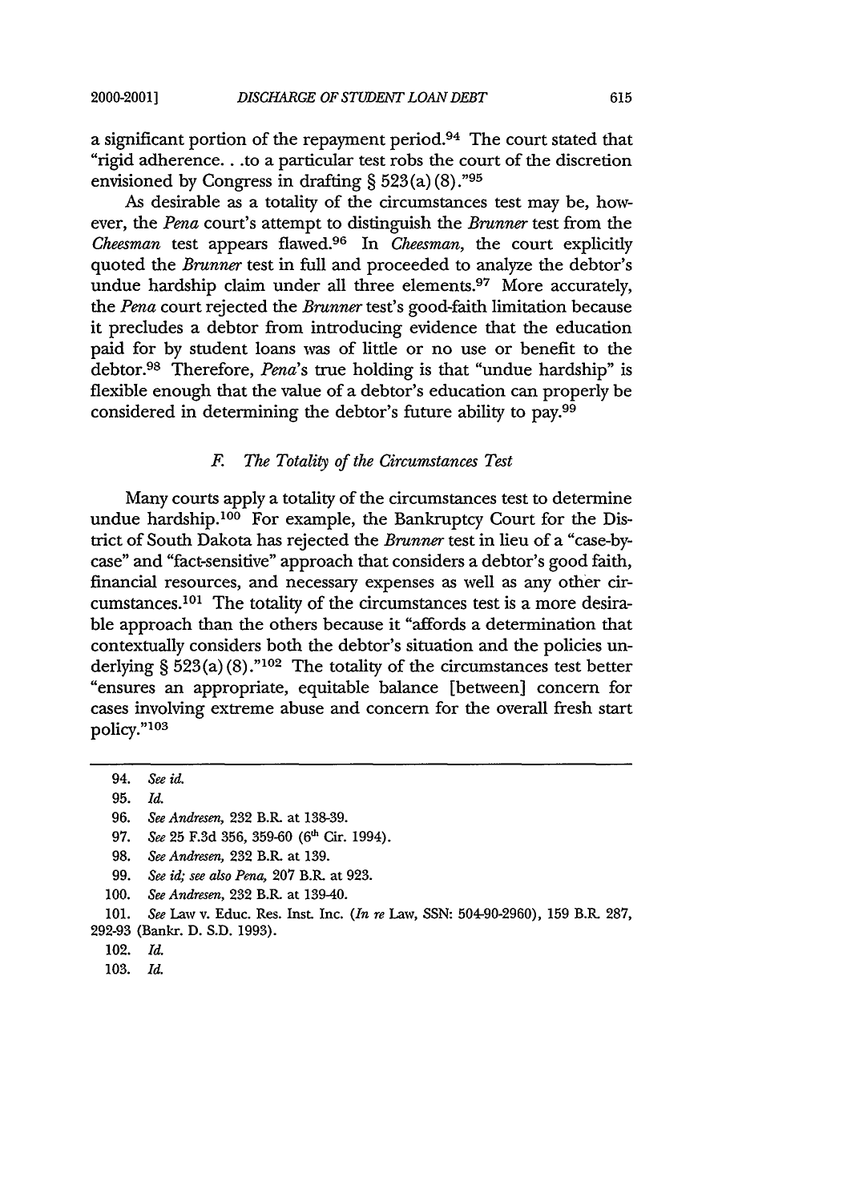a significant portion of the repayment period.[94] The court stated that "rigid adherence. . .to a particular test robs the court of the discretion envisioned by Congress in drafting § 523(a)(8)."[95]

As desirable as a totality of the circumstances test may be, however, the *Pena* court's attempt to distinguish the *Brunner* test from the *Cheesman* test appears flawed.[96] In *Cheesman*, the court explicitly quoted the *Brunner* test in full and proceeded to analyze the debtor's undue hardship claim under all three elements.[97] More accurately, the *Pena* court rejected the *Brunner* test's good-faith limitation because it precludes a debtor from introducing evidence that the education paid for by student loans was of little or no use or benefit to the debtor.[98] Therefore, *Pena*'s true holding is that "undue hardship" is flexible enough that the value of a debtor's education can properly be considered in determining the debtor's future ability to pay.[99]

### *F. The Totality of the Circumstances Test*

Many courts apply a totality of the circumstances test to determine undue hardship.[100] For example, the Bankruptcy Court for the District of South Dakota has rejected the *Brunner* test in lieu of a "case-by-case" and "fact-sensitive" approach that considers a debtor's good faith, financial resources, and necessary expenses as well as any other circumstances.[101] The totality of the circumstances test is a more desirable approach than the others because it "affords a determination that contextually considers both the debtor's situation and the policies underlying § 523(a)(8)."[102] The totality of the circumstances test better "ensures an appropriate, equitable balance [between] concern for cases involving extreme abuse and concern for the overall fresh start policy."[103]

---

94. *See id.*

95. *Id.*

96. *See Andresen*, 232 B.R. at 138-39.

97. *See* 25 F.3d 356, 359-60 (6th Cir. 1994).

98. *See Andresen*, 232 B.R. at 139.

99. *See id; see also Pena*, 207 B.R. at 923.

100. *See Andresen*, 232 B.R. at 139-40.

101. *See* Law v. Educ. Res. Inst. Inc. (*In re* Law, SSN: 504-90-2960), 159 B.R. 287, 292-93 (Bankr. D. S.D. 1993).

102. *Id.*

103. *Id.*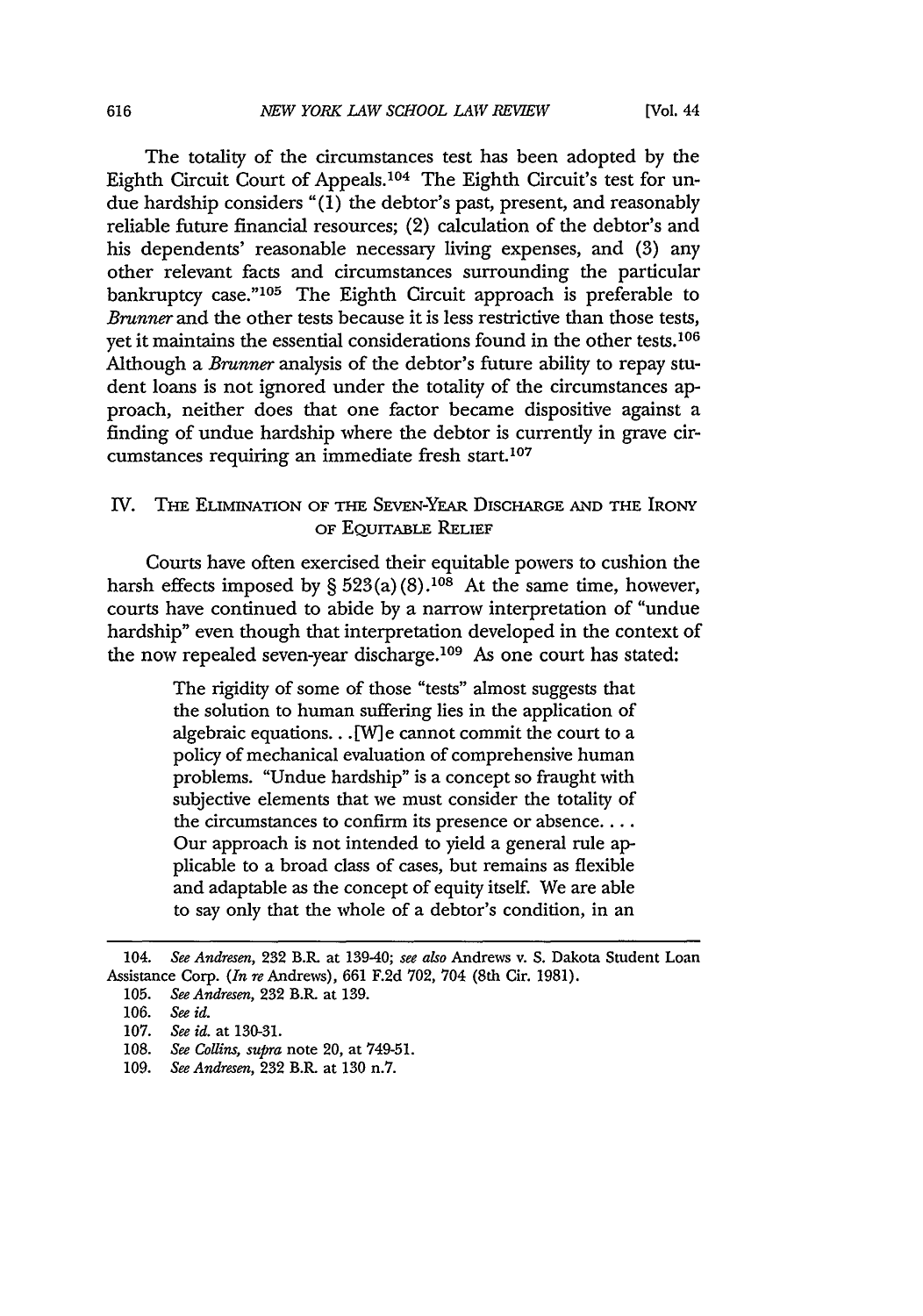The totality of the circumstances test has been adopted by the Eighth Circuit Court of Appeals.[104] The Eighth Circuit's test for undue hardship considers "(1) the debtor's past, present, and reasonably reliable future financial resources; (2) calculation of the debtor's and his dependents' reasonable necessary living expenses, and (3) any other relevant facts and circumstances surrounding the particular bankruptcy case."[105] The Eighth Circuit approach is preferable to *Brunner* and the other tests because it is less restrictive than those tests, yet it maintains the essential considerations found in the other tests.[106] Although a *Brunner* analysis of the debtor's future ability to repay student loans is not ignored under the totality of the circumstances approach, neither does that one factor became dispositive against a finding of undue hardship where the debtor is currently in grave circumstances requiring an immediate fresh start.[107]

## IV. The Elimination of the Seven-Year Discharge and the Irony of Equitable Relief

Courts have often exercised their equitable powers to cushion the harsh effects imposed by § 523(a)(8).[108] At the same time, however, courts have continued to abide by a narrow interpretation of "undue hardship" even though that interpretation developed in the context of the now repealed seven-year discharge.[109] As one court has stated:

> The rigidity of some of those "tests" almost suggests that the solution to human suffering lies in the application of algebraic equations. . .[W]e cannot commit the court to a policy of mechanical evaluation of comprehensive human problems. "Undue hardship" is a concept so fraught with subjective elements that we must consider the totality of the circumstances to confirm its presence or absence. . . . Our approach is not intended to yield a general rule applicable to a broad class of cases, but remains as flexible and adaptable as the concept of equity itself. We are able to say only that the whole of a debtor's condition, in an

---

104. *See Andresen*, 232 B.R. at 139-40; *see also* Andrews v. S. Dakota Student Loan Assistance Corp. (*In re* Andrews), 661 F.2d 702, 704 (8th Cir. 1981).

105. *See Andresen*, 232 B.R. at 139.

106. *See id.*

107. *See id.* at 130-31.

108. *See Collins, supra* note 20, at 749-51.

109. *See Andresen*, 232 B.R. at 130 n.7.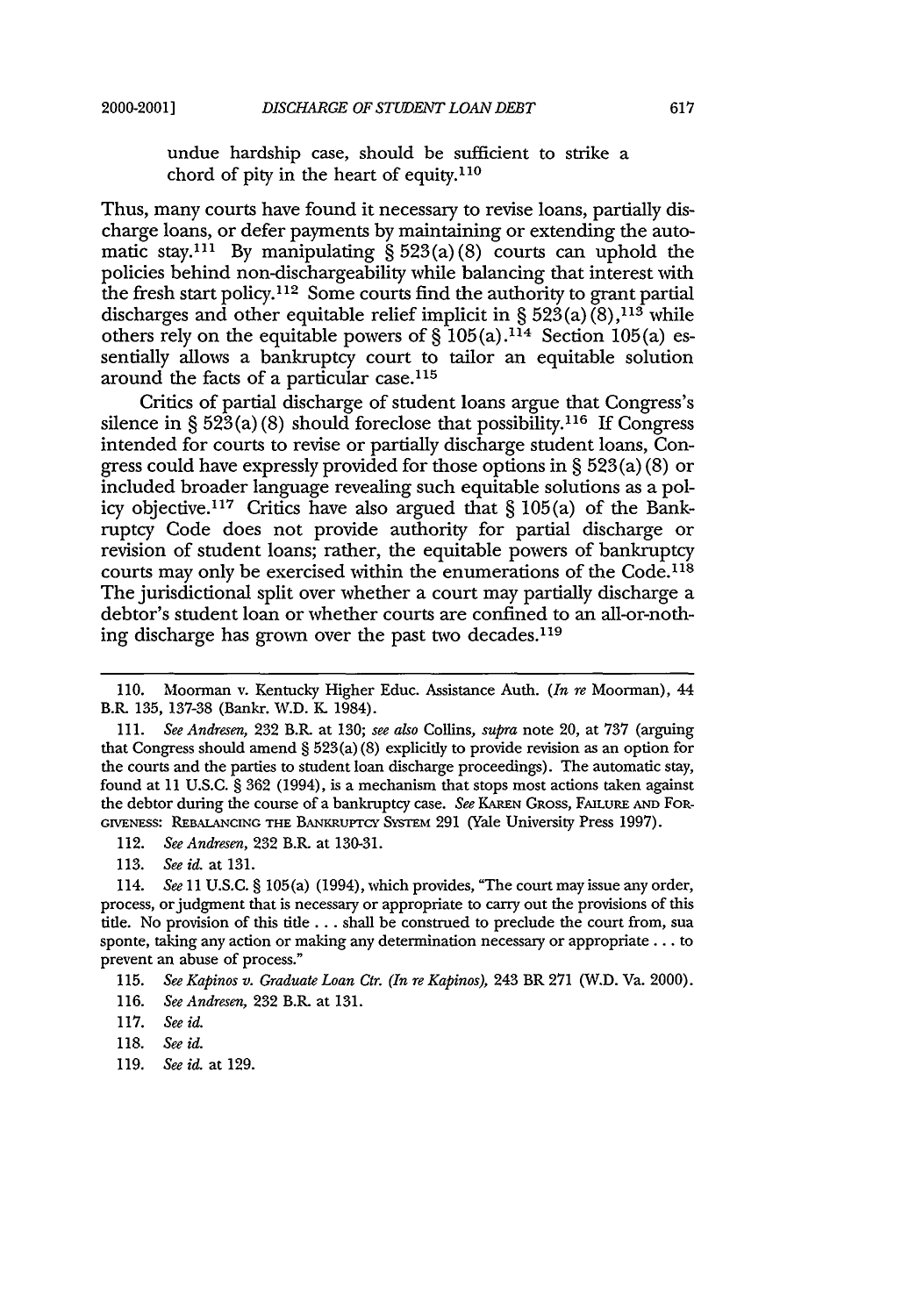> undue hardship case, should be sufficient to strike a chord of pity in the heart of equity.[110]

Thus, many courts have found it necessary to revise loans, partially discharge loans, or defer payments by maintaining or extending the automatic stay.[111] By manipulating § 523(a)(8) courts can uphold the policies behind non-dischargeability while balancing that interest with the fresh start policy.[112] Some courts find the authority to grant partial discharges and other equitable relief implicit in § 523(a)(8),[113] while others rely on the equitable powers of § 105(a).[114] Section 105(a) essentially allows a bankruptcy court to tailor an equitable solution around the facts of a particular case.[115]

Critics of partial discharge of student loans argue that Congress's silence in § 523(a)(8) should foreclose that possibility.[116] If Congress intended for courts to revise or partially discharge student loans, Congress could have expressly provided for those options in § 523(a)(8) or included broader language revealing such equitable solutions as a policy objective.[117] Critics have also argued that § 105(a) of the Bankruptcy Code does not provide authority for partial discharge or revision of student loans; rather, the equitable powers of bankruptcy courts may only be exercised within the enumerations of the Code.[118] The jurisdictional split over whether a court may partially discharge a debtor's student loan or whether courts are confined to an all-or-nothing discharge has grown over the past two decades.[119]

---

110. Moorman v. Kentucky Higher Educ. Assistance Auth. (*In re* Moorman), 44 B.R. 135, 137-38 (Bankr. W.D. K. 1984).

111. *See Andresen*, 232 B.R. at 130; *see also* Collins, *supra* note 20, at 737 (arguing that Congress should amend § 523(a)(8) explicitly to provide revision as an option for the courts and the parties to student loan discharge proceedings). The automatic stay, found at 11 U.S.C. § 362 (1994), is a mechanism that stops most actions taken against the debtor during the course of a bankruptcy case. *See* KAREN GROSS, FAILURE AND FORGIVENESS: REBALANCING THE BANKRUPTCY SYSTEM 291 (Yale University Press 1997).

112. *See Andresen*, 232 B.R. at 130-31.

113. *See id.* at 131.

114. *See* 11 U.S.C. § 105(a) (1994), which provides, "The court may issue any order, process, or judgment that is necessary or appropriate to carry out the provisions of this title. No provision of this title . . . shall be construed to preclude the court from, sua sponte, taking any action or making any determination necessary or appropriate . . . to prevent an abuse of process."

115. *See Kapinos v. Graduate Loan Ctr. (In re Kapinos)*, 243 BR 271 (W.D. Va. 2000).

116. *See Andresen*, 232 B.R. at 131.

117. *See id.*

118. *See id.*

119. *See id.* at 129.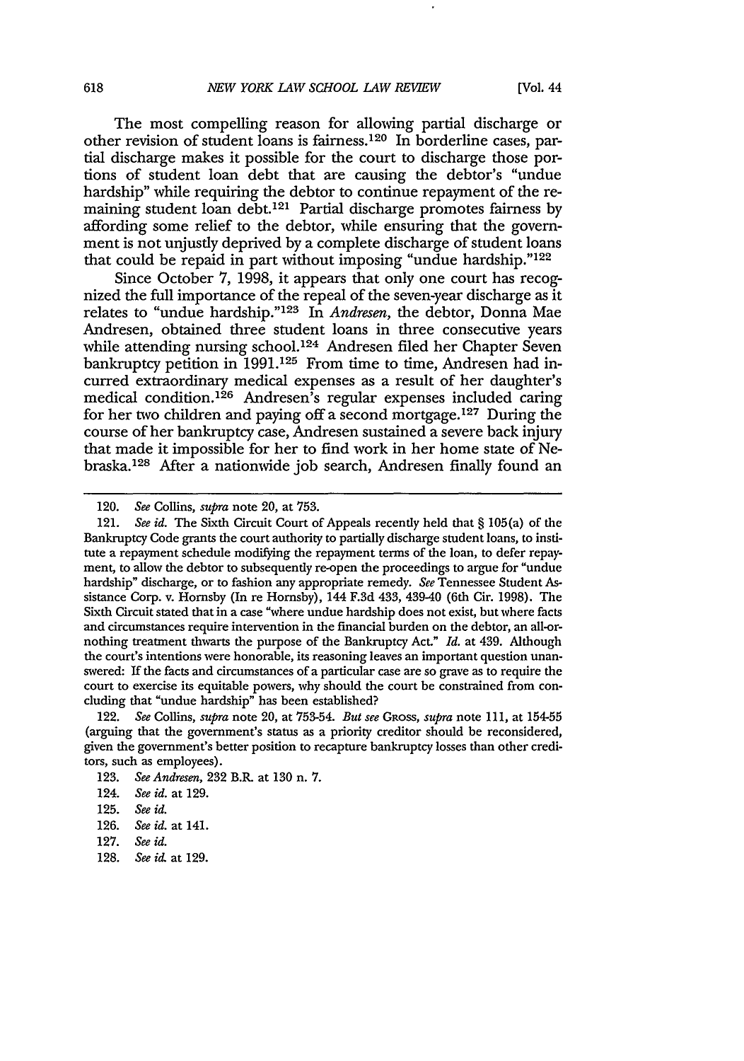The most compelling reason for allowing partial discharge or other revision of student loans is fairness.[120] In borderline cases, partial discharge makes it possible for the court to discharge those portions of student loan debt that are causing the debtor's "undue hardship" while requiring the debtor to continue repayment of the remaining student loan debt.[121] Partial discharge promotes fairness by affording some relief to the debtor, while ensuring that the government is not unjustly deprived by a complete discharge of student loans that could be repaid in part without imposing "undue hardship."[122]

Since October 7, 1998, it appears that only one court has recognized the full importance of the repeal of the seven-year discharge as it relates to "undue hardship."[123] In *Andresen*, the debtor, Donna Mae Andresen, obtained three student loans in three consecutive years while attending nursing school.[124] Andresen filed her Chapter Seven bankruptcy petition in 1991.[125] From time to time, Andresen had incurred extraordinary medical expenses as a result of her daughter's medical condition.[126] Andresen's regular expenses included caring for her two children and paying off a second mortgage.[127] During the course of her bankruptcy case, Andresen sustained a severe back injury that made it impossible for her to find work in her home state of Nebraska.[128] After a nationwide job search, Andresen finally found an

---

120. *See* Collins, *supra* note 20, at 753.

121. *See id.* The Sixth Circuit Court of Appeals recently held that § 105(a) of the Bankruptcy Code grants the court authority to partially discharge student loans, to institute a repayment schedule modifying the repayment terms of the loan, to defer repayment, to allow the debtor to subsequently re-open the proceedings to argue for "undue hardship" discharge, or to fashion any appropriate remedy. *See* Tennessee Student Assistance Corp. v. Hornsby (In re Hornsby), 144 F.3d 433, 439-40 (6th Cir. 1998). The Sixth Circuit stated that in a case "where undue hardship does not exist, but where facts and circumstances require intervention in the financial burden on the debtor, an all-or-nothing treatment thwarts the purpose of the Bankruptcy Act." *Id.* at 439. Although the court's intentions were honorable, its reasoning leaves an important question unanswered: If the facts and circumstances of a particular case are so grave as to require the court to exercise its equitable powers, why should the court be constrained from concluding that "undue hardship" has been established?

122. *See* Collins, *supra* note 20, at 753-54. *But see* GROSS, *supra* note 111, at 154-55 (arguing that the government's status as a priority creditor should be reconsidered, given the government's better position to recapture bankruptcy losses than other creditors, such as employees).

123. *See Andresen*, 232 B.R. at 130 n. 7.

124. *See id.* at 129.

125. *See id.*

126. *See id.* at 141.

127. *See id.*

128. *See id.* at 129.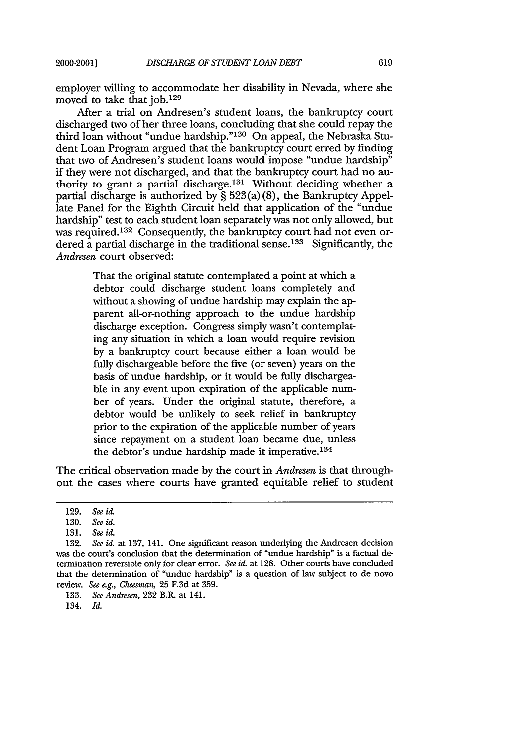employer willing to accommodate her disability in Nevada, where she moved to take that job.[129]

After a trial on Andresen's student loans, the bankruptcy court discharged two of her three loans, concluding that she could repay the third loan without "undue hardship."[130] On appeal, the Nebraska Student Loan Program argued that the bankruptcy court erred by finding that two of Andresen's student loans would impose "undue hardship" if they were not discharged, and that the bankruptcy court had no authority to grant a partial discharge.[131] Without deciding whether a partial discharge is authorized by § 523(a)(8), the Bankruptcy Appellate Panel for the Eighth Circuit held that application of the "undue hardship" test to each student loan separately was not only allowed, but was required.[132] Consequently, the bankruptcy court had not even ordered a partial discharge in the traditional sense.[133] Significantly, the *Andresen* court observed:

> That the original statute contemplated a point at which a debtor could discharge student loans completely and without a showing of undue hardship may explain the apparent all-or-nothing approach to the undue hardship discharge exception. Congress simply wasn't contemplating any situation in which a loan would require revision by a bankruptcy court because either a loan would be fully dischargeable before the five (or seven) years on the basis of undue hardship, or it would be fully dischargeable in any event upon expiration of the applicable number of years. Under the original statute, therefore, a debtor would be unlikely to seek relief in bankruptcy prior to the expiration of the applicable number of years since repayment on a student loan became due, unless the debtor's undue hardship made it imperative.[134]

The critical observation made by the court in *Andresen* is that throughout the cases where courts have granted equitable relief to student

---

129. *See id.*

130. *See id.*

131. *See id.*

132. *See id.* at 137, 141. One significant reason underlying the Andresen decision was the court's conclusion that the determination of "undue hardship" is a factual determination reversible only for clear error. *See id.* at 128. Other courts have concluded that the determination of "undue hardship" is a question of law subject to de novo review. *See e.g., Cheesman*, 25 F.3d at 359.

133. *See Andresen*, 232 B.R. at 141.

134. *Id.*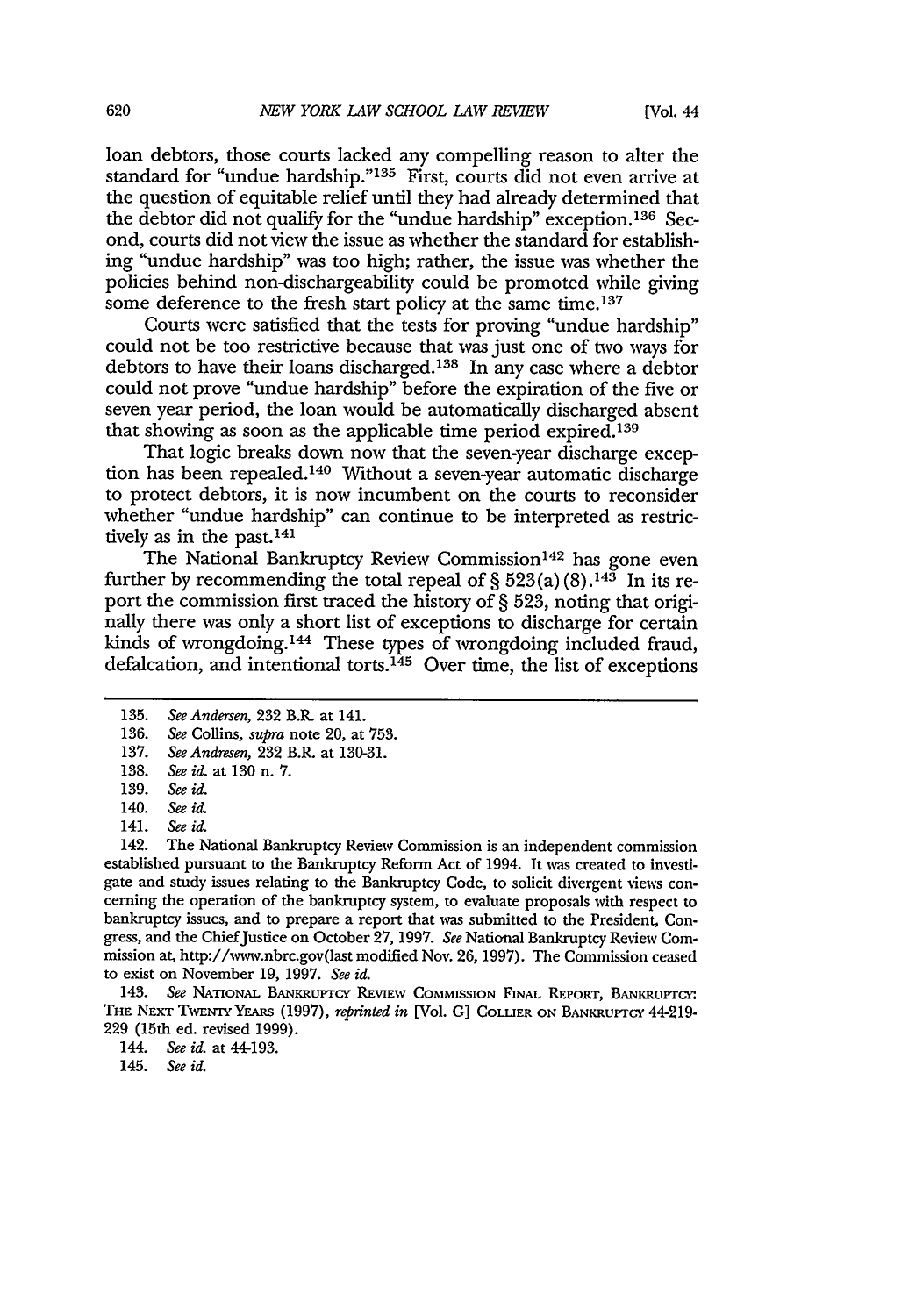loan debtors, those courts lacked any compelling reason to alter the standard for "undue hardship."[135] First, courts did not even arrive at the question of equitable relief until they had already determined that the debtor did not qualify for the "undue hardship" exception.[136] Second, courts did not view the issue as whether the standard for establishing "undue hardship" was too high; rather, the issue was whether the policies behind non-dischargeability could be promoted while giving some deference to the fresh start policy at the same time.[137]

Courts were satisfied that the tests for proving "undue hardship" could not be too restrictive because that was just one of two ways for debtors to have their loans discharged.[138] In any case where a debtor could not prove "undue hardship" before the expiration of the five or seven year period, the loan would be automatically discharged absent that showing as soon as the applicable time period expired.[139]

That logic breaks down now that the seven-year discharge exception has been repealed.[140] Without a seven-year automatic discharge to protect debtors, it is now incumbent on the courts to reconsider whether "undue hardship" can continue to be interpreted as restrictively as in the past.[141]

The National Bankruptcy Review Commission[142] has gone even further by recommending the total repeal of § 523(a)(8).[143] In its report the commission first traced the history of § 523, noting that originally there was only a short list of exceptions to discharge for certain kinds of wrongdoing.[144] These types of wrongdoing included fraud, defalcation, and intentional torts.[145] Over time, the list of exceptions

---

135. *See Andersen*, 232 B.R. at 141.

136. *See* Collins, *supra* note 20, at 753.

137. *See Andresen*, 232 B.R. at 130-31.

138. *See id.* at 130 n. 7.

139. *See id.*

140. *See id.*

141. *See id.*

142. The National Bankruptcy Review Commission is an independent commission established pursuant to the Bankruptcy Reform Act of 1994. It was created to investigate and study issues relating to the Bankruptcy Code, to solicit divergent views concerning the operation of the bankruptcy system, to evaluate proposals with respect to bankruptcy issues, and to prepare a report that was submitted to the President, Congress, and the Chief Justice on October 27, 1997. *See* National Bankruptcy Review Commission at, http://www.nbrc.gov(last modified Nov. 26, 1997). The Commission ceased to exist on November 19, 1997. *See id.*

143. *See* NATIONAL BANKRUPTCY REVIEW COMMISSION FINAL REPORT, BANKRUPTCY: THE NEXT TWENTY YEARS (1997), *reprinted in* [Vol. G] COLLIER ON BANKRUPTCY 44-219-229 (15th ed. revised 1999).

144. *See id.* at 44-193.

145. *See id.*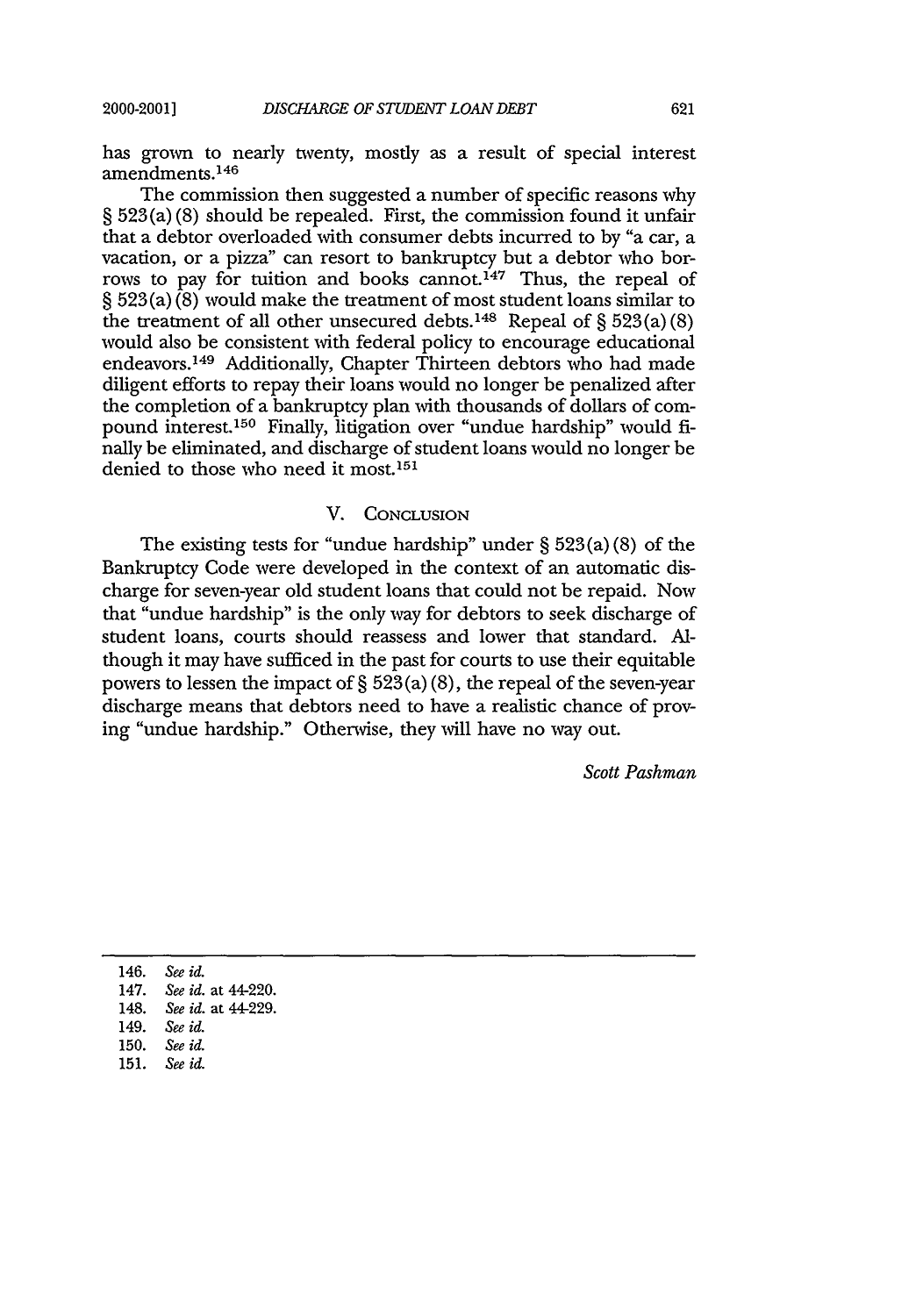has grown to nearly twenty, mostly as a result of special interest amendments.[146]

The commission then suggested a number of specific reasons why § 523(a)(8) should be repealed. First, the commission found it unfair that a debtor overloaded with consumer debts incurred to by "a car, a vacation, or a pizza" can resort to bankruptcy but a debtor who borrows to pay for tuition and books cannot.[147] Thus, the repeal of § 523(a)(8) would make the treatment of most student loans similar to the treatment of all other unsecured debts.[148] Repeal of § 523(a)(8) would also be consistent with federal policy to encourage educational endeavors.[149] Additionally, Chapter Thirteen debtors who had made diligent efforts to repay their loans would no longer be penalized after the completion of a bankruptcy plan with thousands of dollars of compound interest.[150] Finally, litigation over "undue hardship" would finally be eliminated, and discharge of student loans would no longer be denied to those who need it most.[151]

## V. Conclusion

The existing tests for "undue hardship" under § 523(a)(8) of the Bankruptcy Code were developed in the context of an automatic discharge for seven-year old student loans that could not be repaid. Now that "undue hardship" is the only way for debtors to seek discharge of student loans, courts should reassess and lower that standard. Although it may have sufficed in the past for courts to use their equitable powers to lessen the impact of § 523(a)(8), the repeal of the seven-year discharge means that debtors need to have a realistic chance of proving "undue hardship." Otherwise, they will have no way out.

*Scott Pashman*

---

146. *See id.*
147. *See id.* at 44-220.
148. *See id.* at 44-229.
149. *See id.*
150. *See id.*
151. *See id.*